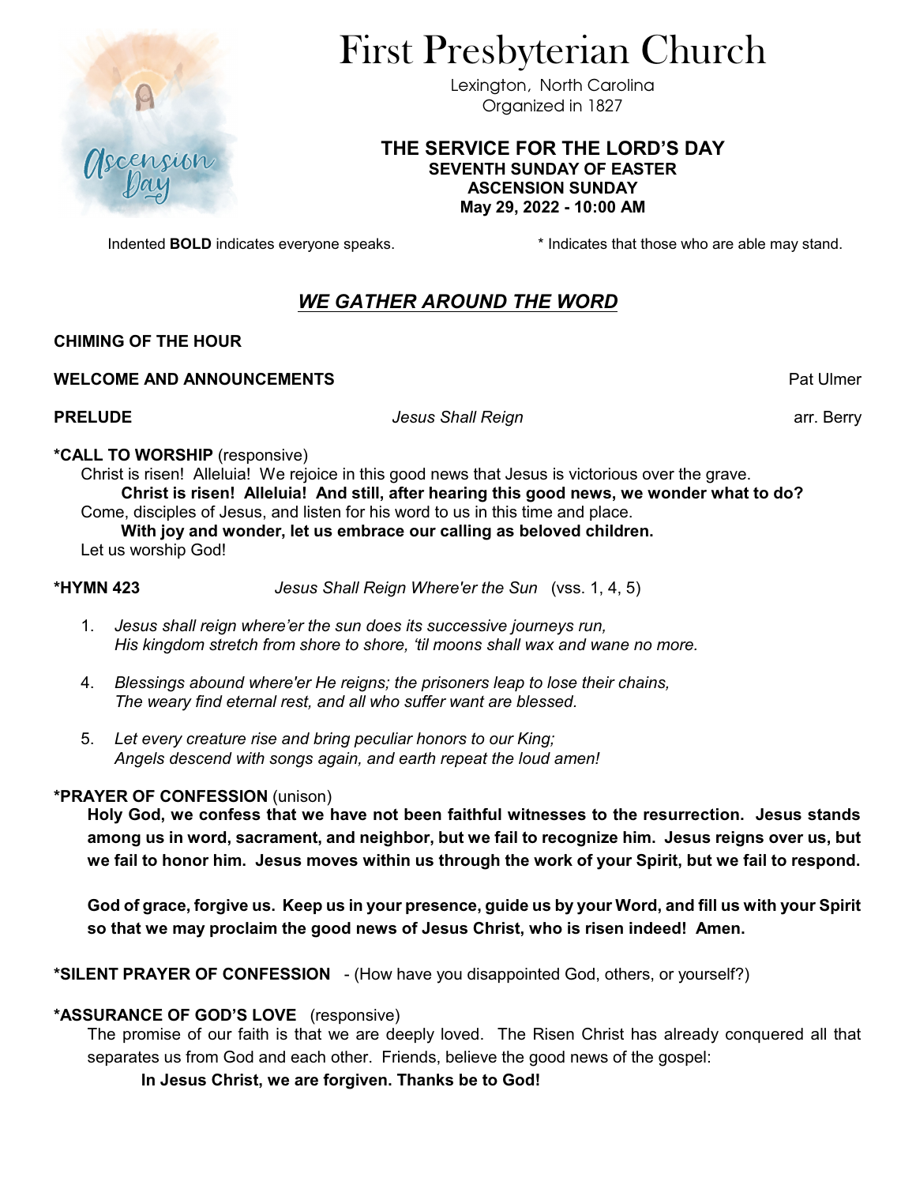# First Presbyterian Church

Lexington, North Carolina
Organized in 1827

**THE SERVICE FOR THE LORD'S DAY**
**SEVENTH SUNDAY OF EASTER**
**ASCENSION SUNDAY**
**May 29, 2022 - 10:00 AM**

Indented **BOLD** indicates everyone speaks. * Indicates that those who are able may stand.

## *WE GATHER AROUND THE WORD*

**CHIMING OF THE HOUR**

**WELCOME AND ANNOUNCEMENTS** Pat Ulmer

**PRELUDE** *Jesus Shall Reign* arr. Berry

***CALL TO WORSHIP** (responsive)

Christ is risen! Alleluia! We rejoice in this good news that Jesus is victorious over the grave.

> **Christ is risen! Alleluia! And still, after hearing this good news, we wonder what to do?**

Come, disciples of Jesus, and listen for his word to us in this time and place.

> **With joy and wonder, let us embrace our calling as beloved children.**

Let us worship God!

***HYMN 423** *Jesus Shall Reign Where'er the Sun* (vss. 1, 4, 5)

1. *Jesus shall reign where'er the sun does its successive journeys run,*
   *His kingdom stretch from shore to shore, 'til moons shall wax and wane no more.*

4. *Blessings abound where'er He reigns; the prisoners leap to lose their chains,*
   *The weary find eternal rest, and all who suffer want are blessed.*

5. *Let every creature rise and bring peculiar honors to our King;*
   *Angels descend with songs again, and earth repeat the loud amen!*

***PRAYER OF CONFESSION** (unison)

**Holy God, we confess that we have not been faithful witnesses to the resurrection. Jesus stands among us in word, sacrament, and neighbor, but we fail to recognize him. Jesus reigns over us, but we fail to honor him. Jesus moves within us through the work of your Spirit, but we fail to respond.**

**God of grace, forgive us. Keep us in your presence, guide us by your Word, and fill us with your Spirit so that we may proclaim the good news of Jesus Christ, who is risen indeed! Amen.**

***SILENT PRAYER OF CONFESSION** - (How have you disappointed God, others, or yourself?)

***ASSURANCE OF GOD'S LOVE** (responsive)

The promise of our faith is that we are deeply loved. The Risen Christ has already conquered all that separates us from God and each other. Friends, believe the good news of the gospel:

> **In Jesus Christ, we are forgiven. Thanks be to God!**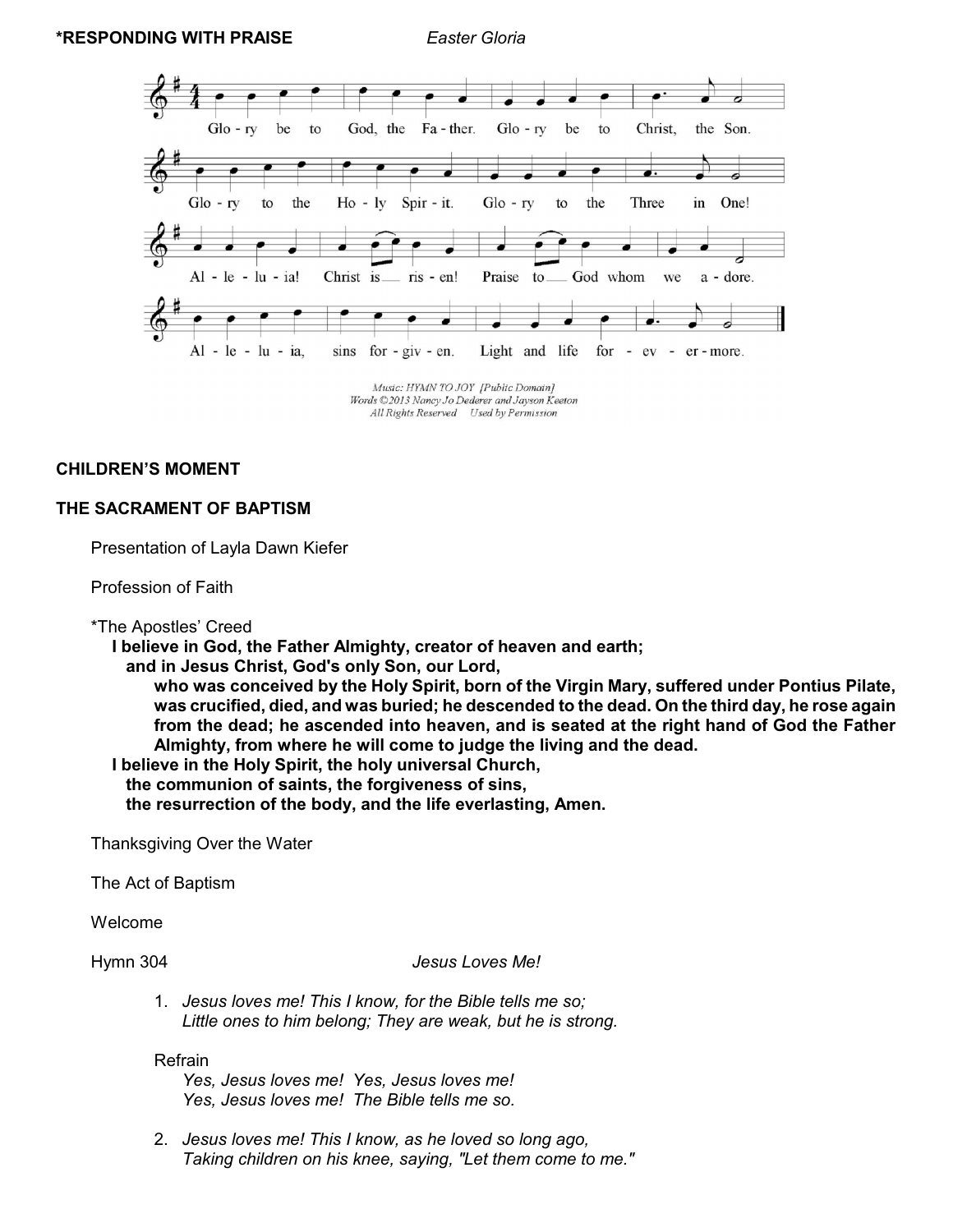**\*RESPONDING WITH PRAISE** *Easter Gloria*

Glo - ry be to God, the Fa - ther. Glo - ry be to Christ, the Son.
Glo - ry to the Ho - ly Spir - it. Glo - ry to the Three in One!
Al - le - lu - ia! Christ is ris - en! Praise to God whom we a - dore.
Al - le - lu - ia, sins for - giv - en. Light and life for - ev - er - more.

*Music: HYMN TO JOY [Public Domain]*
*Words ©2013 Nancy Jo Dederer and Jayson Keeton*
*All Rights Reserved Used by Permission*

**CHILDREN'S MOMENT**

**THE SACRAMENT OF BAPTISM**

Presentation of Layla Dawn Kiefer

Profession of Faith

\*The Apostles' Creed

**I believe in God, the Father Almighty, creator of heaven and earth;**
**and in Jesus Christ, God's only Son, our Lord,**
**who was conceived by the Holy Spirit, born of the Virgin Mary, suffered under Pontius Pilate, was crucified, died, and was buried; he descended to the dead. On the third day, he rose again from the dead; he ascended into heaven, and is seated at the right hand of God the Father Almighty, from where he will come to judge the living and the dead.**
**I believe in the Holy Spirit, the holy universal Church,**
**the communion of saints, the forgiveness of sins,**
**the resurrection of the body, and the life everlasting, Amen.**

Thanksgiving Over the Water

The Act of Baptism

Welcome

Hymn 304 *Jesus Loves Me!*

1. *Jesus loves me! This I know, for the Bible tells me so;*
   *Little ones to him belong; They are weak, but he is strong.*

Refrain
*Yes, Jesus loves me! Yes, Jesus loves me!*
*Yes, Jesus loves me! The Bible tells me so.*

2. *Jesus loves me! This I know, as he loved so long ago,*
   *Taking children on his knee, saying, "Let them come to me."*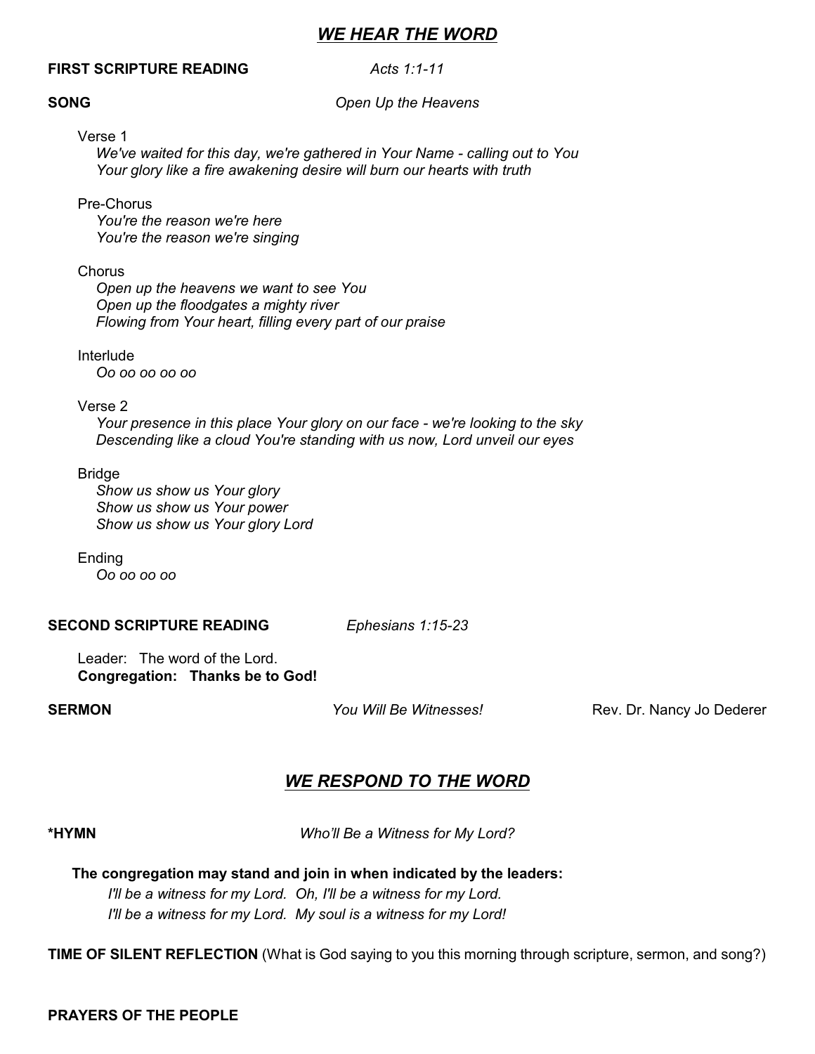## *WE HEAR THE WORD*

**FIRST SCRIPTURE READING** *Acts 1:1-11*

**SONG** *Open Up the Heavens*

Verse 1
*We've waited for this day, we're gathered in Your Name - calling out to You*
*Your glory like a fire awakening desire will burn our hearts with truth*

Pre-Chorus
*You're the reason we're here*
*You're the reason we're singing*

Chorus
*Open up the heavens we want to see You*
*Open up the floodgates a mighty river*
*Flowing from Your heart, filling every part of our praise*

Interlude
*Oo oo oo oo oo*

Verse 2
*Your presence in this place Your glory on our face - we're looking to the sky*
*Descending like a cloud You're standing with us now, Lord unveil our eyes*

Bridge
*Show us show us Your glory*
*Show us show us Your power*
*Show us show us Your glory Lord*

Ending
*Oo oo oo oo*

**SECOND SCRIPTURE READING** *Ephesians 1:15-23*

Leader: The word of the Lord.
**Congregation: Thanks be to God!**

**SERMON** *You Will Be Witnesses!* Rev. Dr. Nancy Jo Dederer

## *WE RESPOND TO THE WORD*

***HYMN** *Who'll Be a Witness for My Lord?*

**The congregation may stand and join in when indicated by the leaders:**
*I'll be a witness for my Lord. Oh, I'll be a witness for my Lord.*
*I'll be a witness for my Lord. My soul is a witness for my Lord!*

**TIME OF SILENT REFLECTION** (What is God saying to you this morning through scripture, sermon, and song?)

**PRAYERS OF THE PEOPLE**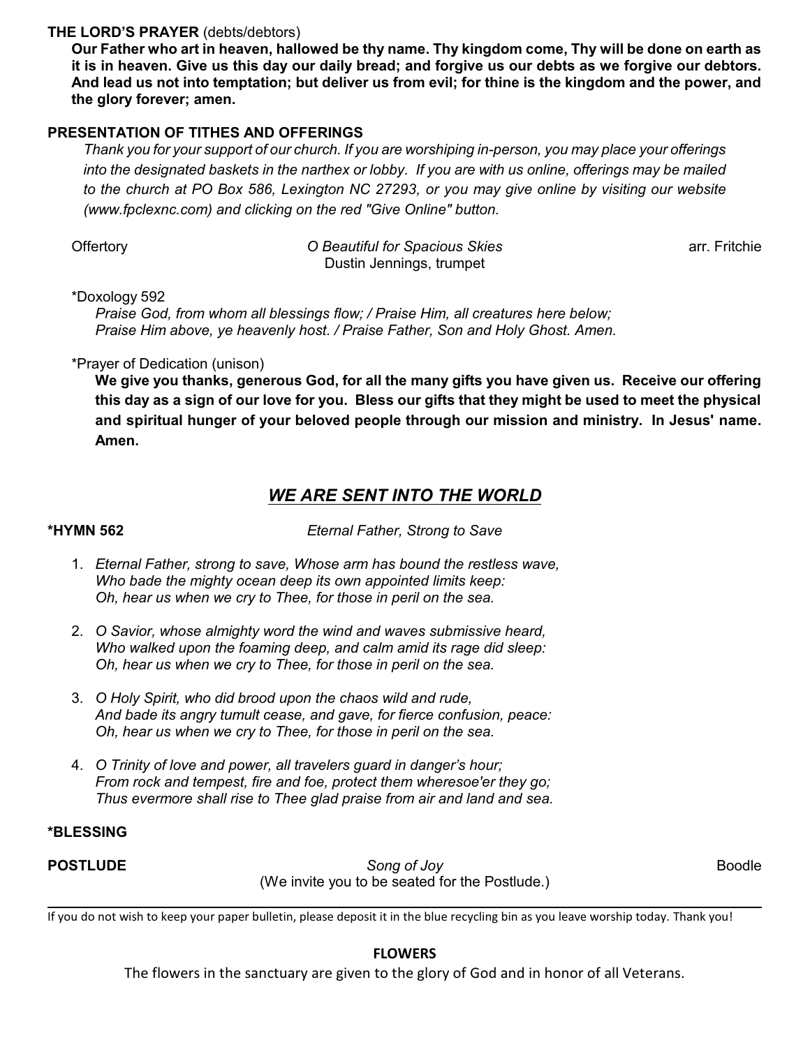**THE LORD'S PRAYER** (debts/debtors)

**Our Father who art in heaven, hallowed be thy name. Thy kingdom come, Thy will be done on earth as it is in heaven. Give us this day our daily bread; and forgive us our debts as we forgive our debtors. And lead us not into temptation; but deliver us from evil; for thine is the kingdom and the power, and the glory forever; amen.**

**PRESENTATION OF TITHES AND OFFERINGS**

*Thank you for your support of our church. If you are worshiping in-person, you may place your offerings into the designated baskets in the narthex or lobby. If you are with us online, offerings may be mailed to the church at PO Box 586, Lexington NC 27293, or you may give online by visiting our website (www.fpclexnc.com) and clicking on the red "Give Online" button.*

Offertory *O Beautiful for Spacious Skies* arr. Fritchie
Dustin Jennings, trumpet

*Doxology 592

*Praise God, from whom all blessings flow; / Praise Him, all creatures here below;*
*Praise Him above, ye heavenly host. / Praise Father, Son and Holy Ghost. Amen.*

*Prayer of Dedication (unison)

**We give you thanks, generous God, for all the many gifts you have given us. Receive our offering this day as a sign of our love for you. Bless our gifts that they might be used to meet the physical and spiritual hunger of your beloved people through our mission and ministry. In Jesus' name. Amen.**

## *WE ARE SENT INTO THE WORLD*

**\*HYMN 562** *Eternal Father, Strong to Save*

1. *Eternal Father, strong to save, Whose arm has bound the restless wave,*
   *Who bade the mighty ocean deep its own appointed limits keep:*
   *Oh, hear us when we cry to Thee, for those in peril on the sea.*

2. *O Savior, whose almighty word the wind and waves submissive heard,*
   *Who walked upon the foaming deep, and calm amid its rage did sleep:*
   *Oh, hear us when we cry to Thee, for those in peril on the sea.*

3. *O Holy Spirit, who did brood upon the chaos wild and rude,*
   *And bade its angry tumult cease, and gave, for fierce confusion, peace:*
   *Oh, hear us when we cry to Thee, for those in peril on the sea.*

4. *O Trinity of love and power, all travelers guard in danger's hour;*
   *From rock and tempest, fire and foe, protect them wheresoe'er they go;*
   *Thus evermore shall rise to Thee glad praise from air and land and sea.*

**\*BLESSING**

**POSTLUDE** *Song of Joy* Boodle
(We invite you to be seated for the Postlude.)

---

If you do not wish to keep your paper bulletin, please deposit it in the blue recycling bin as you leave worship today. Thank you!

**FLOWERS**

The flowers in the sanctuary are given to the glory of God and in honor of all Veterans.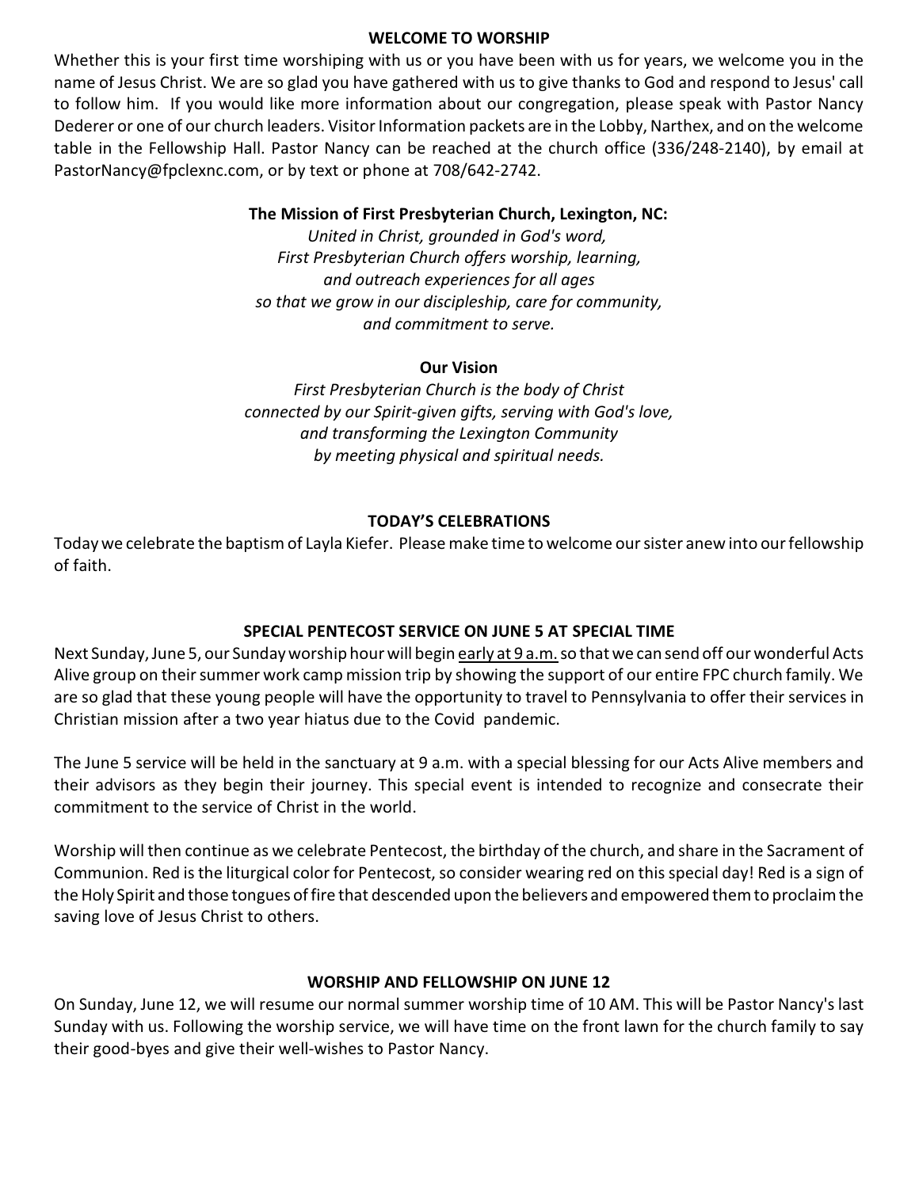## WELCOME TO WORSHIP

Whether this is your first time worshiping with us or you have been with us for years, we welcome you in the name of Jesus Christ. We are so glad you have gathered with us to give thanks to God and respond to Jesus' call to follow him. If you would like more information about our congregation, please speak with Pastor Nancy Dederer or one of our church leaders. Visitor Information packets are in the Lobby, Narthex, and on the welcome table in the Fellowship Hall. Pastor Nancy can be reached at the church office (336/248-2140), by email at PastorNancy@fpclexnc.com, or by text or phone at 708/642-2742.

**The Mission of First Presbyterian Church, Lexington, NC:**

*United in Christ, grounded in God's word,*
*First Presbyterian Church offers worship, learning,*
*and outreach experiences for all ages*
*so that we grow in our discipleship, care for community,*
*and commitment to serve.*

**Our Vision**

*First Presbyterian Church is the body of Christ*
*connected by our Spirit-given gifts, serving with God's love,*
*and transforming the Lexington Community*
*by meeting physical and spiritual needs.*

## TODAY'S CELEBRATIONS

Today we celebrate the baptism of Layla Kiefer. Please make time to welcome our sister anew into our fellowship of faith.

## SPECIAL PENTECOST SERVICE ON JUNE 5 AT SPECIAL TIME

Next Sunday, June 5, our Sunday worship hour will begin early at 9 a.m. so that we can send off our wonderful Acts Alive group on their summer work camp mission trip by showing the support of our entire FPC church family. We are so glad that these young people will have the opportunity to travel to Pennsylvania to offer their services in Christian mission after a two year hiatus due to the Covid pandemic.

The June 5 service will be held in the sanctuary at 9 a.m. with a special blessing for our Acts Alive members and their advisors as they begin their journey. This special event is intended to recognize and consecrate their commitment to the service of Christ in the world.

Worship will then continue as we celebrate Pentecost, the birthday of the church, and share in the Sacrament of Communion. Red is the liturgical color for Pentecost, so consider wearing red on this special day! Red is a sign of the Holy Spirit and those tongues of fire that descended upon the believers and empowered them to proclaim the saving love of Jesus Christ to others.

## WORSHIP AND FELLOWSHIP ON JUNE 12

On Sunday, June 12, we will resume our normal summer worship time of 10 AM. This will be Pastor Nancy's last Sunday with us. Following the worship service, we will have time on the front lawn for the church family to say their good-byes and give their well-wishes to Pastor Nancy.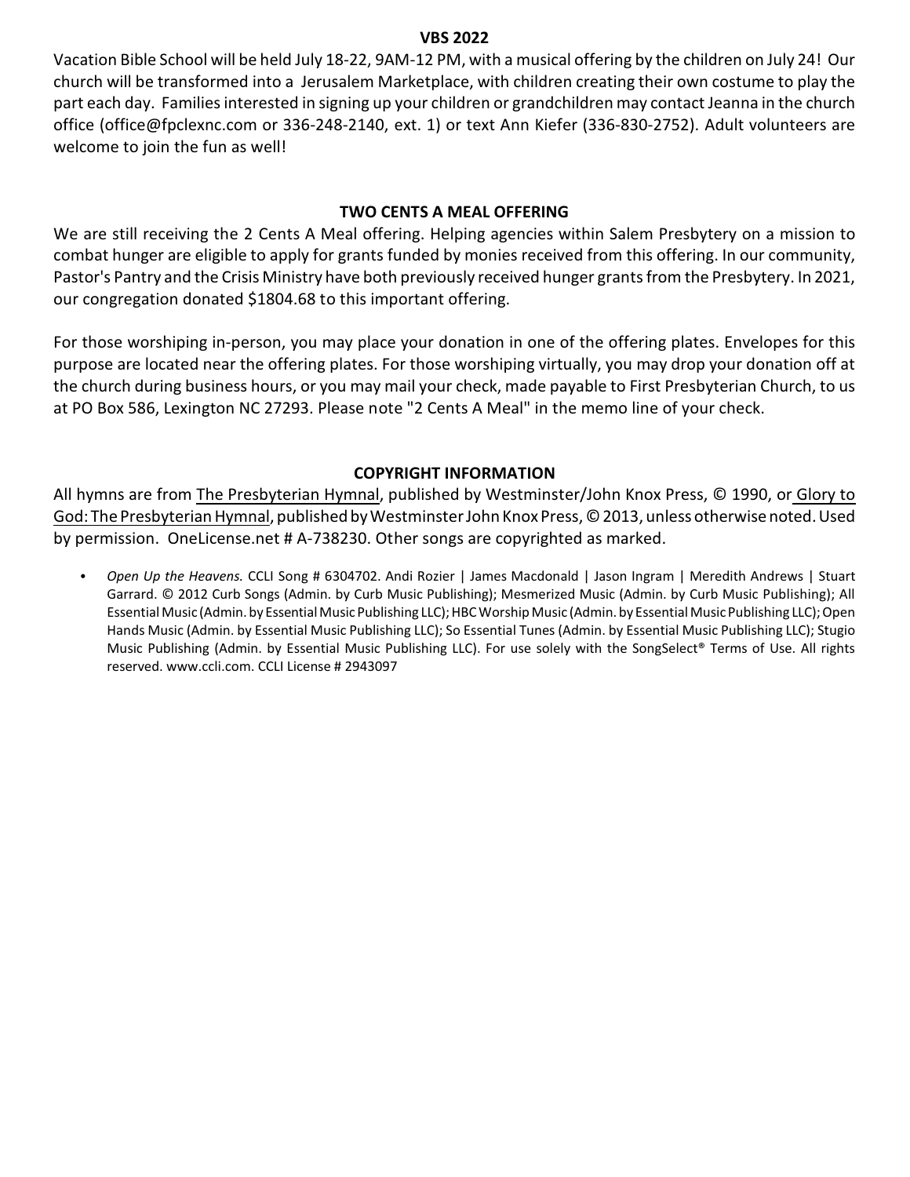## VBS 2022

Vacation Bible School will be held July 18-22, 9AM-12 PM, with a musical offering by the children on July 24! Our church will be transformed into a Jerusalem Marketplace, with children creating their own costume to play the part each day. Families interested in signing up your children or grandchildren may contact Jeanna in the church office (office@fpclexnc.com or 336-248-2140, ext. 1) or text Ann Kiefer (336-830-2752). Adult volunteers are welcome to join the fun as well!

## TWO CENTS A MEAL OFFERING

We are still receiving the 2 Cents A Meal offering. Helping agencies within Salem Presbytery on a mission to combat hunger are eligible to apply for grants funded by monies received from this offering. In our community, Pastor's Pantry and the Crisis Ministry have both previously received hunger grants from the Presbytery. In 2021, our congregation donated $1804.68 to this important offering.

For those worshiping in-person, you may place your donation in one of the offering plates. Envelopes for this purpose are located near the offering plates. For those worshiping virtually, you may drop your donation off at the church during business hours, or you may mail your check, made payable to First Presbyterian Church, to us at PO Box 586, Lexington NC 27293. Please note "2 Cents A Meal" in the memo line of your check.

## COPYRIGHT INFORMATION

All hymns are from The Presbyterian Hymnal, published by Westminster/John Knox Press, © 1990, or Glory to God: The Presbyterian Hymnal, published by Westminster John Knox Press, © 2013, unless otherwise noted. Used by permission. OneLicense.net # A-738230. Other songs are copyrighted as marked.

- *Open Up the Heavens.* CCLI Song # 6304702. Andi Rozier | James Macdonald | Jason Ingram | Meredith Andrews | Stuart Garrard. © 2012 Curb Songs (Admin. by Curb Music Publishing); Mesmerized Music (Admin. by Curb Music Publishing); All Essential Music (Admin. by Essential Music Publishing LLC); HBC Worship Music (Admin. by Essential Music Publishing LLC); Open Hands Music (Admin. by Essential Music Publishing LLC); So Essential Tunes (Admin. by Essential Music Publishing LLC); Stugio Music Publishing (Admin. by Essential Music Publishing LLC). For use solely with the SongSelect® Terms of Use. All rights reserved. www.ccli.com. CCLI License # 2943097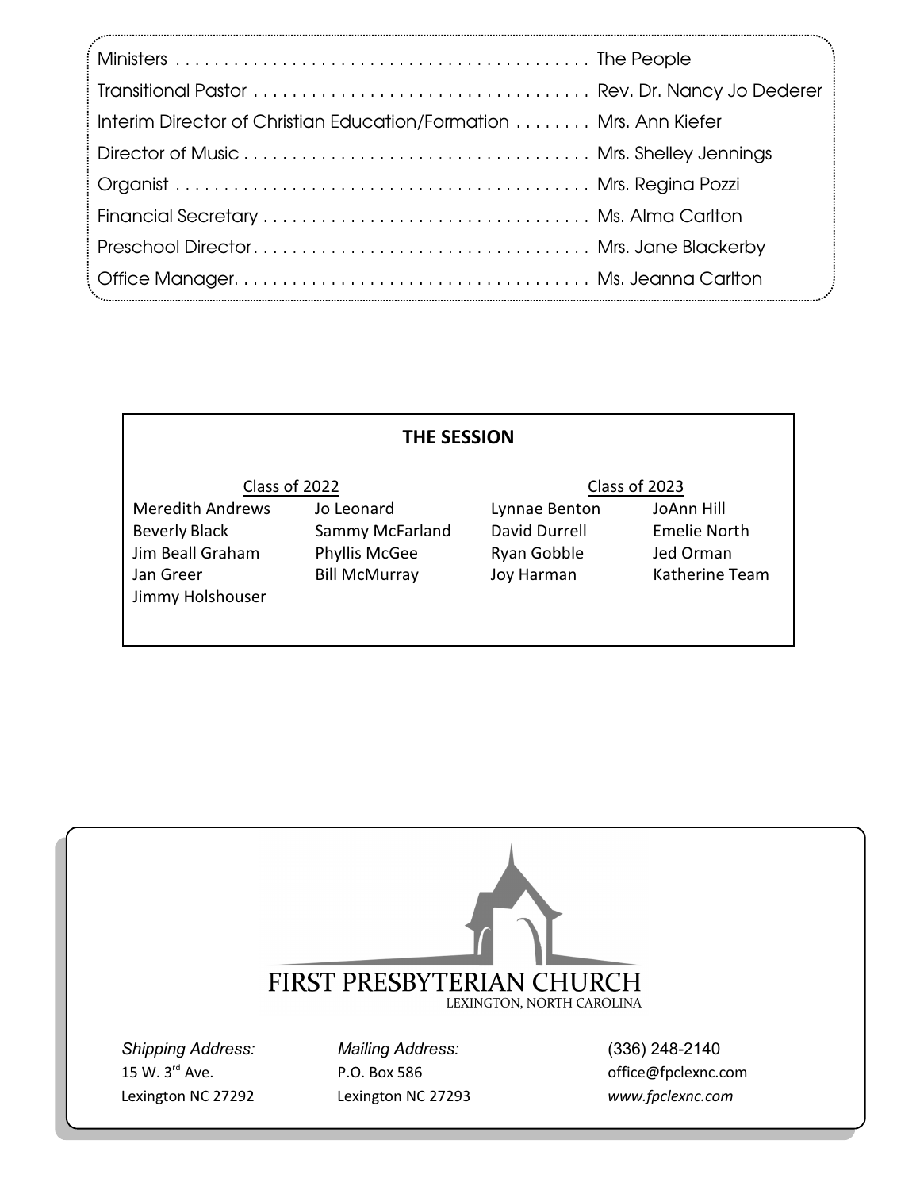Ministers . . . . . . . . . . . . . . . . . . . . . . . . . . . . . . . . . . . . . . . . . . The People

Transitional Pastor . . . . . . . . . . . . . . . . . . . . . . . . . . . . . . . . . . Rev. Dr. Nancy Jo Dederer

Interim Director of Christian Education/Formation . . . . . . . . Mrs. Ann Kiefer

Director of Music . . . . . . . . . . . . . . . . . . . . . . . . . . . . . . . . . . . Mrs. Shelley Jennings

Organist . . . . . . . . . . . . . . . . . . . . . . . . . . . . . . . . . . . . . . . . . . Mrs. Regina Pozzi

Financial Secretary . . . . . . . . . . . . . . . . . . . . . . . . . . . . . . . . . Ms. Alma Carlton

Preschool Director. . . . . . . . . . . . . . . . . . . . . . . . . . . . . . . . . . Mrs. Jane Blackerby

Office Manager. . . . . . . . . . . . . . . . . . . . . . . . . . . . . . . . . . . . Ms. Jeanna Carlton

## THE SESSION

| Class of 2022 | | Class of 2023 | |
|---|---|---|---|
| Meredith Andrews | Jo Leonard | Lynnae Benton | JoAnn Hill |
| Beverly Black | Sammy McFarland | David Durrell | Emelie North |
| Jim Beall Graham | Phyllis McGee | Ryan Gobble | Jed Orman |
| Jan Greer | Bill McMurray | Joy Harman | Katherine Team |
| Jimmy Holshouser | | | |

FIRST PRESBYTERIAN CHURCH
LEXINGTON, NORTH CAROLINA

*Shipping Address:*
15 W. 3rd Ave.
Lexington NC 27292

*Mailing Address:*
P.O. Box 586
Lexington NC 27293

(336) 248-2140
office@fpclexnc.com
*www.fpclexnc.com*